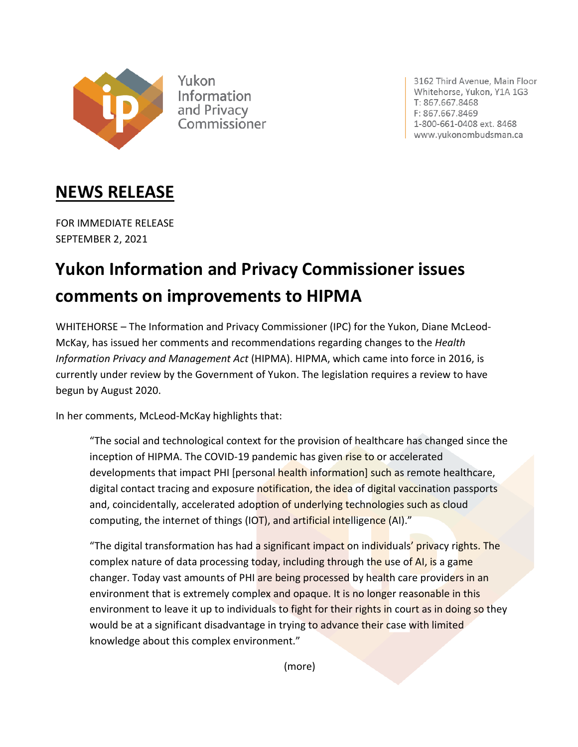Yukon Information and Privacy Commissioner

3162 Third Avenue, Main Floor
Whitehorse, Yukon, Y1A 1G3
T: 867.667.8468
F: 867.667.8469
1-800-661-0408 ext. 8468
www.yukonombudsman.ca

# NEWS RELEASE

FOR IMMEDIATE RELEASE
SEPTEMBER 2, 2021

## Yukon Information and Privacy Commissioner issues comments on improvements to HIPMA

WHITEHORSE – The Information and Privacy Commissioner (IPC) for the Yukon, Diane McLeod-McKay, has issued her comments and recommendations regarding changes to the *Health Information Privacy and Management Act* (HIPMA). HIPMA, which came into force in 2016, is currently under review by the Government of Yukon. The legislation requires a review to have begun by August 2020.

In her comments, McLeod-McKay highlights that:

> "The social and technological context for the provision of healthcare has changed since the inception of HIPMA. The COVID-19 pandemic has given rise to or accelerated developments that impact PHI [personal health information] such as remote healthcare, digital contact tracing and exposure notification, the idea of digital vaccination passports and, coincidentally, accelerated adoption of underlying technologies such as cloud computing, the internet of things (IOT), and artificial intelligence (AI)."

> "The digital transformation has had a significant impact on individuals' privacy rights. The complex nature of data processing today, including through the use of AI, is a game changer. Today vast amounts of PHI are being processed by health care providers in an environment that is extremely complex and opaque. It is no longer reasonable in this environment to leave it up to individuals to fight for their rights in court as in doing so they would be at a significant disadvantage in trying to advance their case with limited knowledge about this complex environment."

(more)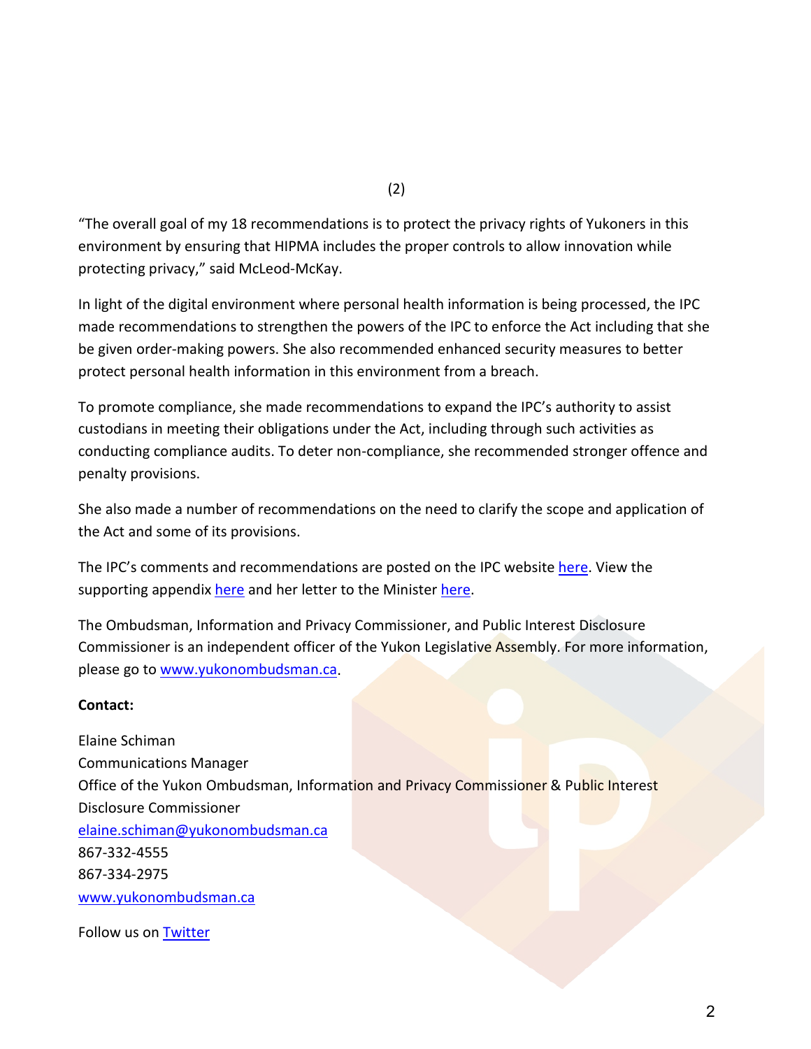(2)

"The overall goal of my 18 recommendations is to protect the privacy rights of Yukoners in this environment by ensuring that HIPMA includes the proper controls to allow innovation while protecting privacy," said McLeod-McKay.

In light of the digital environment where personal health information is being processed, the IPC made recommendations to strengthen the powers of the IPC to enforce the Act including that she be given order-making powers. She also recommended enhanced security measures to better protect personal health information in this environment from a breach.

To promote compliance, she made recommendations to expand the IPC's authority to assist custodians in meeting their obligations under the Act, including through such activities as conducting compliance audits. To deter non-compliance, she recommended stronger offence and penalty provisions.

She also made a number of recommendations on the need to clarify the scope and application of the Act and some of its provisions.

The IPC's comments and recommendations are posted on the IPC website here. View the supporting appendix here and her letter to the Minister here.

The Ombudsman, Information and Privacy Commissioner, and Public Interest Disclosure Commissioner is an independent officer of the Yukon Legislative Assembly. For more information, please go to www.yukonombudsman.ca.

**Contact:**

Elaine Schiman
Communications Manager
Office of the Yukon Ombudsman, Information and Privacy Commissioner & Public Interest Disclosure Commissioner
elaine.schiman@yukonombudsman.ca
867-332-4555
867-334-2975
www.yukonombudsman.ca

Follow us on Twitter